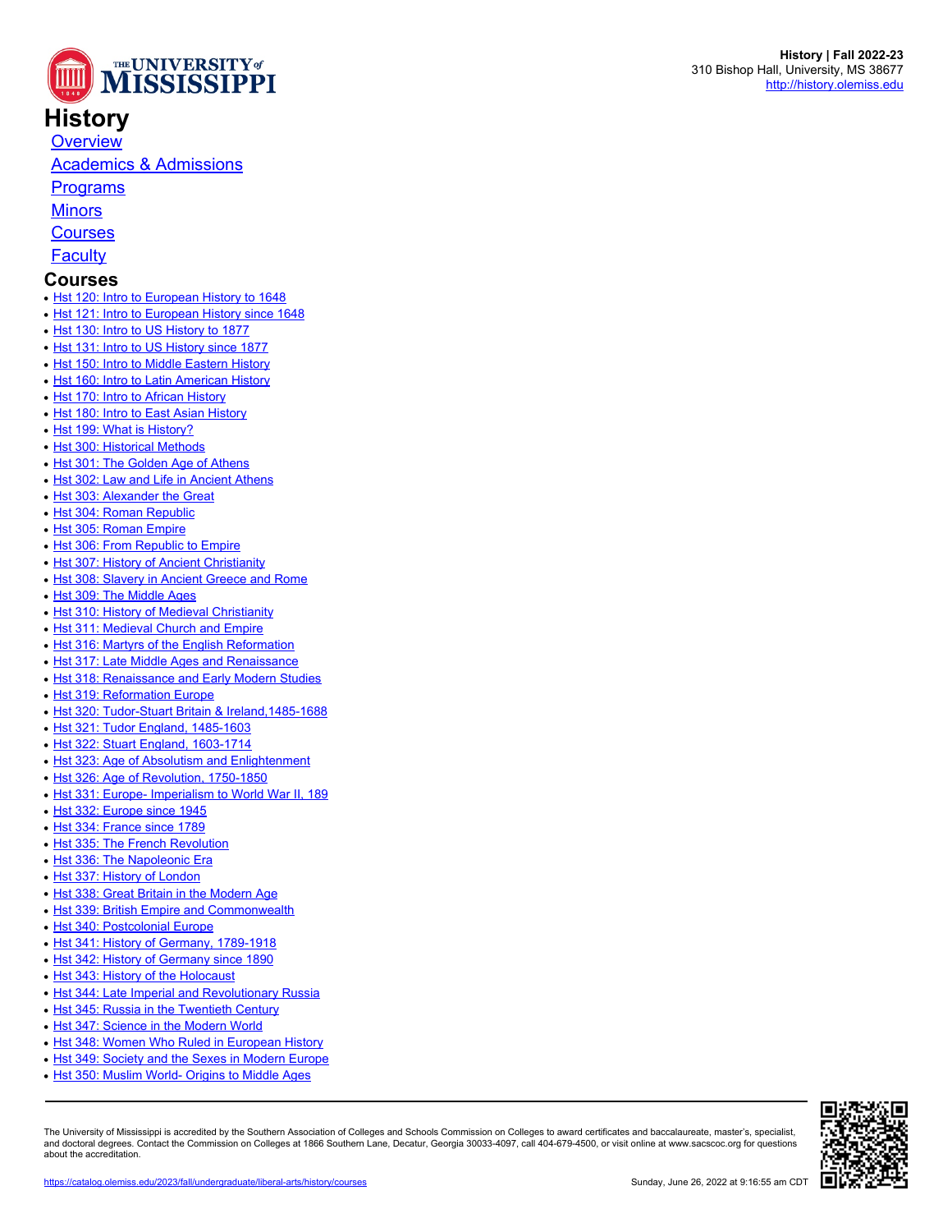# History

- [Overview]
- [Academics & Admissions]
- [Programs]
- [Minors]
- [Courses]
- [Faculty]

History | Fall 2022-23
310 Bishop Hall, University, MS 38677
http://history.olemiss.edu

## Courses

- Hst 120: Intro to European History to 1648
- Hst 121: Intro to European History since 1648
- Hst 130: Intro to US History to 1877
- Hst 131: Intro to US History since 1877
- Hst 150: Intro to Middle Eastern History
- Hst 160: Intro to Latin American History
- Hst 170: Intro to African History
- Hst 180: Intro to East Asian History
- Hst 199: What is History?
- Hst 300: Historical Methods
- Hst 301: The Golden Age of Athens
- Hst 302: Law and Life in Ancient Athens
- Hst 303: Alexander the Great
- Hst 304: Roman Republic
- Hst 305: Roman Empire
- Hst 306: From Republic to Empire
- Hst 307: History of Ancient Christianity
- Hst 308: Slavery in Ancient Greece and Rome
- Hst 309: The Middle Ages
- Hst 310: History of Medieval Christianity
- Hst 311: Medieval Church and Empire
- Hst 316: Martyrs of the English Reformation
- Hst 317: Late Middle Ages and Renaissance
- Hst 318: Renaissance and Early Modern Studies
- Hst 319: Reformation Europe
- Hst 320: Tudor-Stuart Britain & Ireland,1485-1688
- Hst 321: Tudor England, 1485-1603
- Hst 322: Stuart England, 1603-1714
- Hst 323: Age of Absolutism and Enlightenment
- Hst 326: Age of Revolution, 1750-1850
- Hst 331: Europe- Imperialism to World War II, 189
- Hst 332: Europe since 1945
- Hst 334: France since 1789
- Hst 335: The French Revolution
- Hst 336: The Napoleonic Era
- Hst 337: History of London
- Hst 338: Great Britain in the Modern Age
- Hst 339: British Empire and Commonwealth
- Hst 340: Postcolonial Europe
- Hst 341: History of Germany, 1789-1918
- Hst 342: History of Germany since 1890
- Hst 343: History of the Holocaust
- Hst 344: Late Imperial and Revolutionary Russia
- Hst 345: Russia in the Twentieth Century
- Hst 347: Science in the Modern World
- Hst 348: Women Who Ruled in European History
- Hst 349: Society and the Sexes in Modern Europe
- Hst 350: Muslim World- Origins to Middle Ages

The University of Mississippi is accredited by the Southern Association of Colleges and Schools Commission on Colleges to award certificates and baccalaureate, master's, specialist, and doctoral degrees. Contact the Commission on Colleges at 1866 Southern Lane, Decatur, Georgia 30033-4097, call 404-679-4500, or visit online at www.sacscoc.org for questions about the accreditation.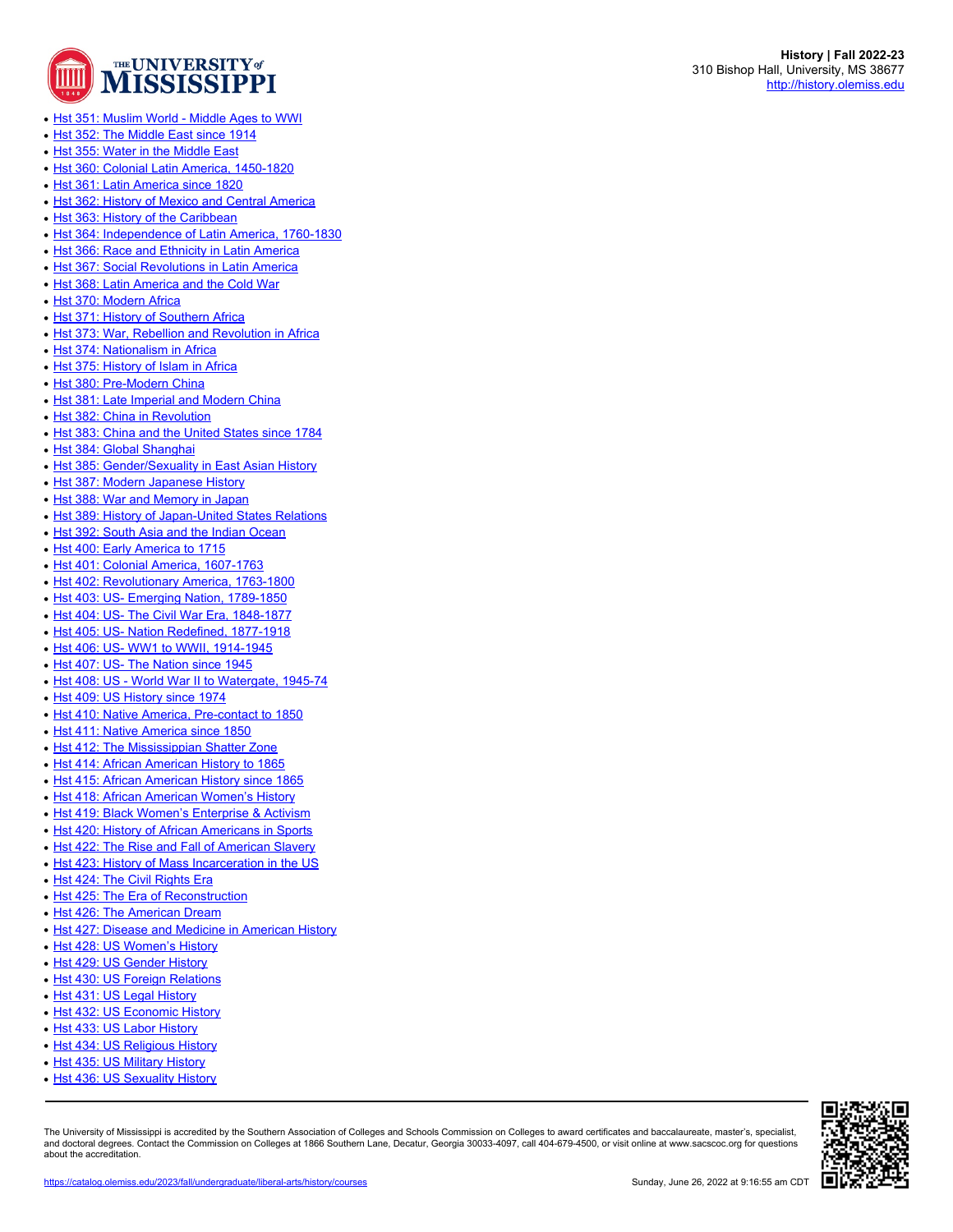- Hst 351: Muslim World - Middle Ages to WWI
- Hst 352: The Middle East since 1914
- Hst 355: Water in the Middle East
- Hst 360: Colonial Latin America, 1450-1820
- Hst 361: Latin America since 1820
- Hst 362: History of Mexico and Central America
- Hst 363: History of the Caribbean
- Hst 364: Independence of Latin America, 1760-1830
- Hst 366: Race and Ethnicity in Latin America
- Hst 367: Social Revolutions in Latin America
- Hst 368: Latin America and the Cold War
- Hst 370: Modern Africa
- Hst 371: History of Southern Africa
- Hst 373: War, Rebellion and Revolution in Africa
- Hst 374: Nationalism in Africa
- Hst 375: History of Islam in Africa
- Hst 380: Pre-Modern China
- Hst 381: Late Imperial and Modern China
- Hst 382: China in Revolution
- Hst 383: China and the United States since 1784
- Hst 384: Global Shanghai
- Hst 385: Gender/Sexuality in East Asian History
- Hst 387: Modern Japanese History
- Hst 388: War and Memory in Japan
- Hst 389: History of Japan-United States Relations
- Hst 392: South Asia and the Indian Ocean
- Hst 400: Early America to 1715
- Hst 401: Colonial America, 1607-1763
- Hst 402: Revolutionary America, 1763-1800
- Hst 403: US- Emerging Nation, 1789-1850
- Hst 404: US- The Civil War Era, 1848-1877
- Hst 405: US- Nation Redefined, 1877-1918
- Hst 406: US- WW1 to WWII, 1914-1945
- Hst 407: US- The Nation since 1945
- Hst 408: US - World War II to Watergate, 1945-74
- Hst 409: US History since 1974
- Hst 410: Native America, Pre-contact to 1850
- Hst 411: Native America since 1850
- Hst 412: The Mississippian Shatter Zone
- Hst 414: African American History to 1865
- Hst 415: African American History since 1865
- Hst 418: African American Women's History
- Hst 419: Black Women's Enterprise & Activism
- Hst 420: History of African Americans in Sports
- Hst 422: The Rise and Fall of American Slavery
- Hst 423: History of Mass Incarceration in the US
- Hst 424: The Civil Rights Era
- Hst 425: The Era of Reconstruction
- Hst 426: The American Dream
- Hst 427: Disease and Medicine in American History
- Hst 428: US Women's History
- Hst 429: US Gender History
- Hst 430: US Foreign Relations
- Hst 431: US Legal History
- Hst 432: US Economic History
- Hst 433: US Labor History
- Hst 434: US Religious History
- Hst 435: US Military History
- Hst 436: US Sexuality History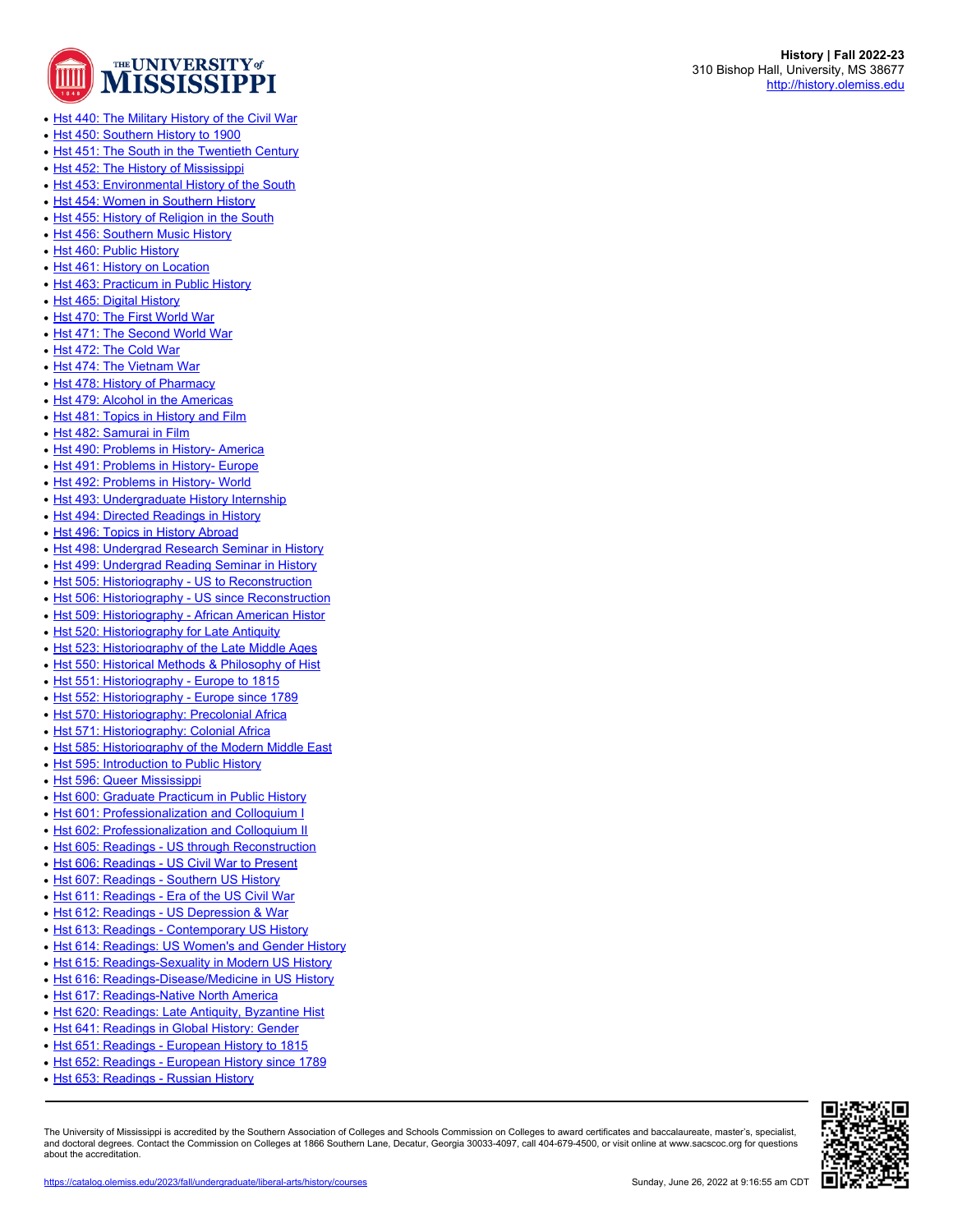- [Hst 440: The Military History of the Civil War]
- [Hst 450: Southern History to 1900]
- [Hst 451: The South in the Twentieth Century]
- [Hst 452: The History of Mississippi]
- [Hst 453: Environmental History of the South]
- [Hst 454: Women in Southern History]
- [Hst 455: History of Religion in the South]
- [Hst 456: Southern Music History]
- [Hst 460: Public History]
- [Hst 461: History on Location]
- [Hst 463: Practicum in Public History]
- [Hst 465: Digital History]
- [Hst 470: The First World War]
- [Hst 471: The Second World War]
- [Hst 472: The Cold War]
- [Hst 474: The Vietnam War]
- [Hst 478: History of Pharmacy]
- [Hst 479: Alcohol in the Americas]
- [Hst 481: Topics in History and Film]
- [Hst 482: Samurai in Film]
- [Hst 490: Problems in History- America]
- [Hst 491: Problems in History- Europe]
- [Hst 492: Problems in History- World]
- [Hst 493: Undergraduate History Internship]
- [Hst 494: Directed Readings in History]
- [Hst 496: Topics in History Abroad]
- [Hst 498: Undergrad Research Seminar in History]
- [Hst 499: Undergrad Reading Seminar in History]
- [Hst 505: Historiography - US to Reconstruction]
- [Hst 506: Historiography - US since Reconstruction]
- [Hst 509: Historiography - African American Histor]
- [Hst 520: Historiography for Late Antiquity]
- [Hst 523: Historiography of the Late Middle Ages]
- [Hst 550: Historical Methods & Philosophy of Hist]
- [Hst 551: Historiography - Europe to 1815]
- [Hst 552: Historiography - Europe since 1789]
- [Hst 570: Historiography: Precolonial Africa]
- [Hst 571: Historiography: Colonial Africa]
- [Hst 585: Historiography of the Modern Middle East]
- [Hst 595: Introduction to Public History]
- [Hst 596: Queer Mississippi]
- [Hst 600: Graduate Practicum in Public History]
- [Hst 601: Professionalization and Colloquium I]
- [Hst 602: Professionalization and Colloquium II]
- [Hst 605: Readings - US through Reconstruction]
- [Hst 606: Readings - US Civil War to Present]
- [Hst 607: Readings - Southern US History]
- [Hst 611: Readings - Era of the US Civil War]
- [Hst 612: Readings - US Depression & War]
- [Hst 613: Readings - Contemporary US History]
- [Hst 614: Readings: US Women's and Gender History]
- [Hst 615: Readings-Sexuality in Modern US History]
- [Hst 616: Readings-Disease/Medicine in US History]
- [Hst 617: Readings-Native North America]
- [Hst 620: Readings: Late Antiquity, Byzantine Hist]
- [Hst 641: Readings in Global History: Gender]
- [Hst 651: Readings - European History to 1815]
- [Hst 652: Readings - European History since 1789]
- [Hst 653: Readings - Russian History]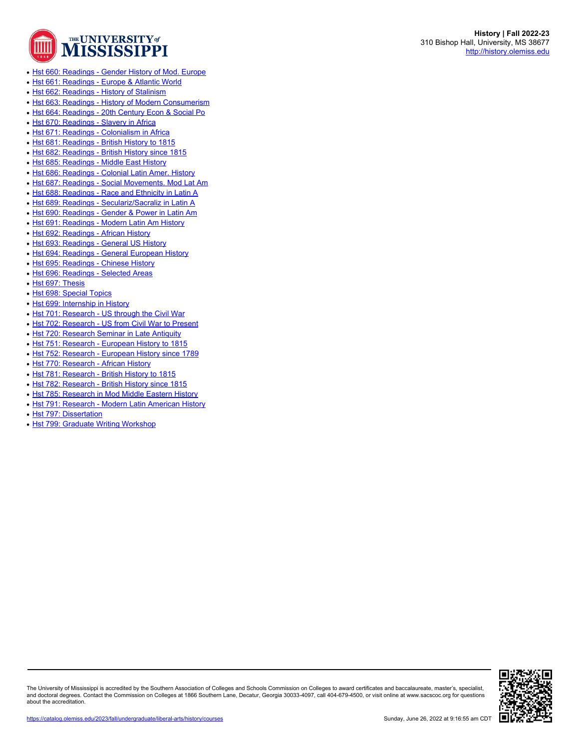- Hst 660: Readings - Gender History of Mod. Europe
- Hst 661: Readings - Europe & Atlantic World
- Hst 662: Readings - History of Stalinism
- Hst 663: Readings - History of Modern Consumerism
- Hst 664: Readings - 20th Century Econ & Social Po
- Hst 670: Readings - Slavery in Africa
- Hst 671: Readings - Colonialism in Africa
- Hst 681: Readings - British History to 1815
- Hst 682: Readings - British History since 1815
- Hst 685: Readings - Middle East History
- Hst 686: Readings - Colonial Latin Amer. History
- Hst 687: Readings - Social Movements. Mod Lat Am
- Hst 688: Readings - Race and Ethnicity in Latin A
- Hst 689: Readings - Seculariz/Sacraliz in Latin A
- Hst 690: Readings - Gender & Power in Latin Am
- Hst 691: Readings - Modern Latin Am History
- Hst 692: Readings - African History
- Hst 693: Readings - General US History
- Hst 694: Readings - General European History
- Hst 695: Readings - Chinese History
- Hst 696: Readings - Selected Areas
- Hst 697: Thesis
- Hst 698: Special Topics
- Hst 699: Internship in History
- Hst 701: Research - US through the Civil War
- Hst 702: Research - US from Civil War to Present
- Hst 720: Research Seminar in Late Antiquity
- Hst 751: Research - European History to 1815
- Hst 752: Research - European History since 1789
- Hst 770: Research - African History
- Hst 781: Research - British History to 1815
- Hst 782: Research - British History since 1815
- Hst 785: Research in Mod Middle Eastern History
- Hst 791: Research - Modern Latin American History
- Hst 797: Dissertation
- Hst 799: Graduate Writing Workshop

The University of Mississippi is accredited by the Southern Association of Colleges and Schools Commission on Colleges to award certificates and baccalaureate, master's, specialist, and doctoral degrees. Contact the Commission on Colleges at 1866 Southern Lane, Decatur, Georgia 30033-4097, call 404-679-4500, or visit online at www.sacscoc.org for questions about the accreditation.